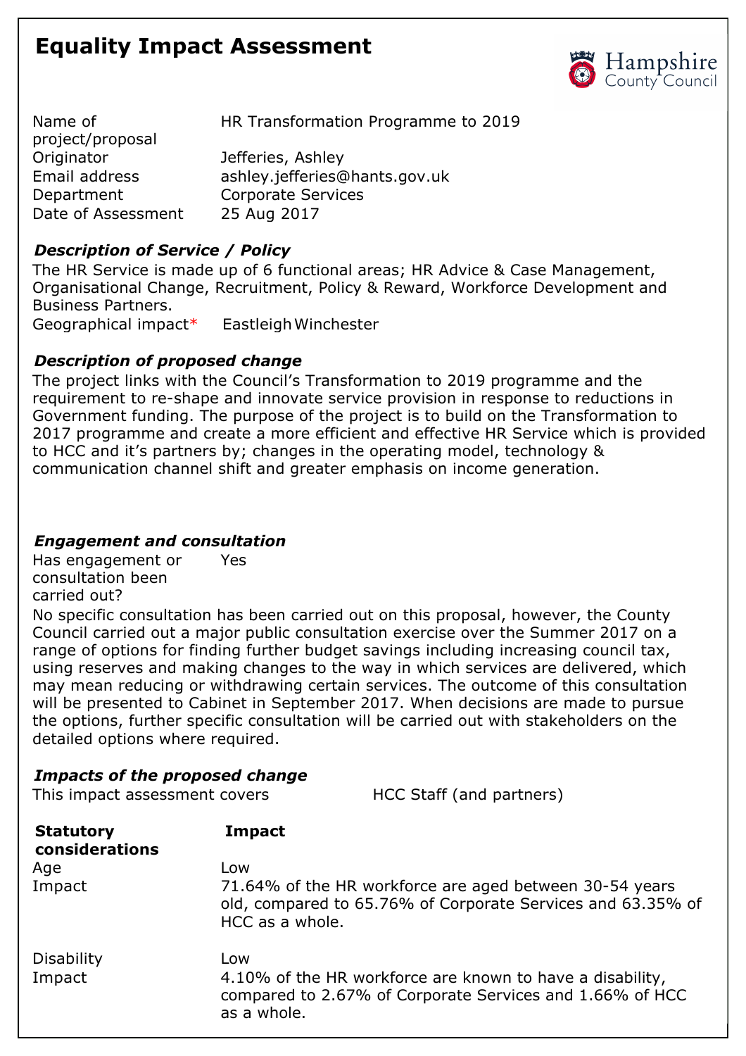# Equality Impact Assessment

| | |
|---|---|
| Name of project/proposal | HR Transformation Programme to 2019 |
| Originator | Jefferies, Ashley |
| Email address | ashley.jefferies@hants.gov.uk |
| Department | Corporate Services |
| Date of Assessment | 25 Aug 2017 |

### *Description of Service / Policy*

The HR Service is made up of 6 functional areas; HR Advice & Case Management, Organisational Change, Recruitment, Policy & Reward, Workforce Development and Business Partners.

Geographical impact* Eastleigh Winchester

### *Description of proposed change*

The project links with the Council's Transformation to 2019 programme and the requirement to re-shape and innovate service provision in response to reductions in Government funding. The purpose of the project is to build on the Transformation to 2017 programme and create a more efficient and effective HR Service which is provided to HCC and it's partners by; changes in the operating model, technology & communication channel shift and greater emphasis on income generation.

### *Engagement and consultation*

Has engagement or consultation been carried out? Yes

No specific consultation has been carried out on this proposal, however, the County Council carried out a major public consultation exercise over the Summer 2017 on a range of options for finding further budget savings including increasing council tax, using reserves and making changes to the way in which services are delivered, which may mean reducing or withdrawing certain services. The outcome of this consultation will be presented to Cabinet in September 2017. When decisions are made to pursue the options, further specific consultation will be carried out with stakeholders on the detailed options where required.

### *Impacts of the proposed change*

This impact assessment covers HCC Staff (and partners)

| **Statutory considerations** | **Impact** |
|---|---|
| Age | Low |
| Impact | 71.64% of the HR workforce are aged between 30-54 years old, compared to 65.76% of Corporate Services and 63.35% of HCC as a whole. |
| Disability | Low |
| Impact | 4.10% of the HR workforce are known to have a disability, compared to 2.67% of Corporate Services and 1.66% of HCC as a whole. |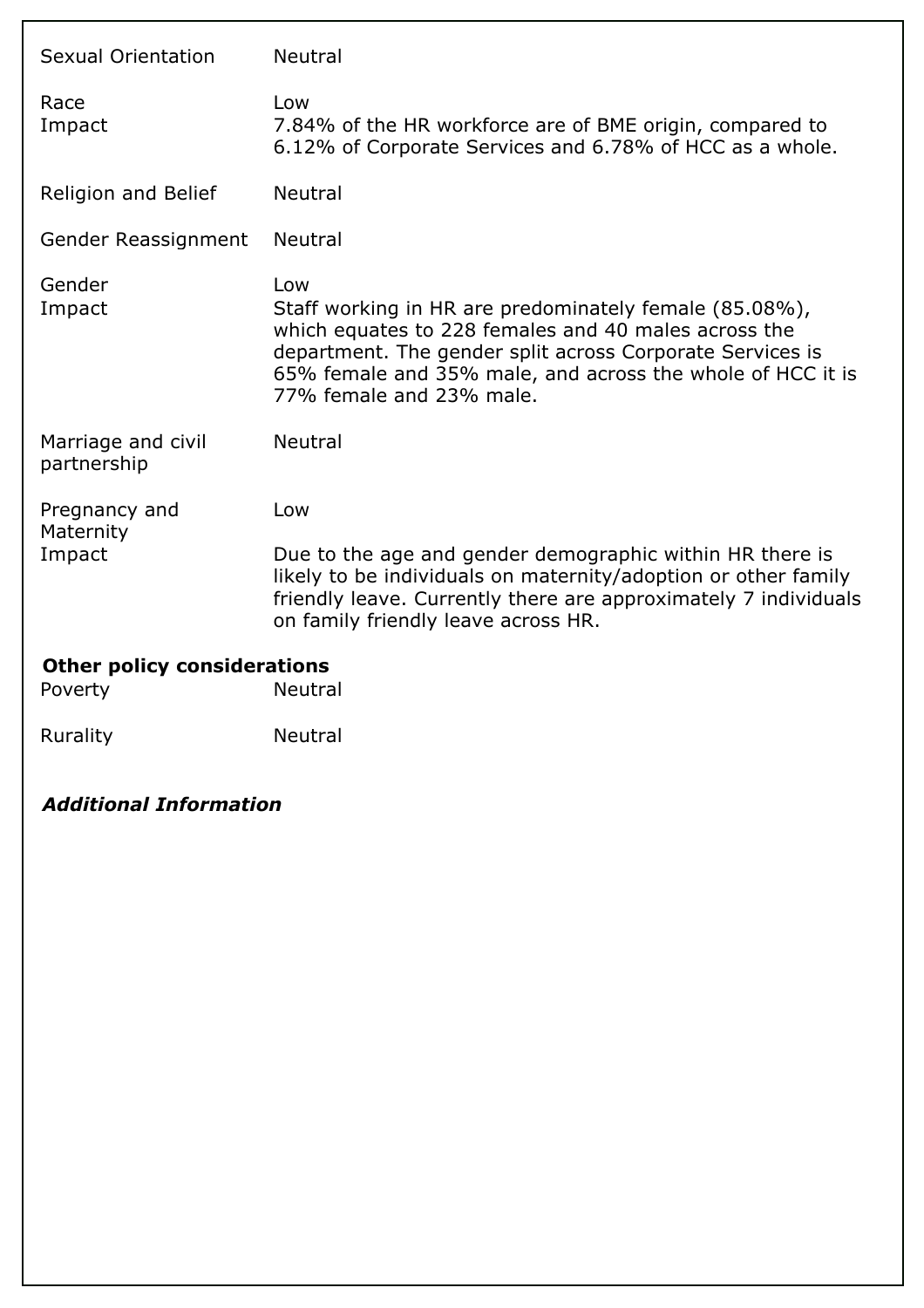| | |
|---|---|
| Sexual Orientation | Neutral |
| Race | Low |
| Impact | 7.84% of the HR workforce are of BME origin, compared to 6.12% of Corporate Services and 6.78% of HCC as a whole. |
| Religion and Belief | Neutral |
| Gender Reassignment | Neutral |
| Gender | Low |
| Impact | Staff working in HR are predominately female (85.08%), which equates to 228 females and 40 males across the department. The gender split across Corporate Services is 65% female and 35% male, and across the whole of HCC it is 77% female and 23% male. |
| Marriage and civil partnership | Neutral |
| Pregnancy and Maternity | Low |
| Impact | Due to the age and gender demographic within HR there is likely to be individuals on maternity/adoption or other family friendly leave. Currently there are approximately 7 individuals on family friendly leave across HR. |

**Other policy considerations**

| | |
|---|---|
| Poverty | Neutral |
| Rurality | Neutral |

***Additional Information***